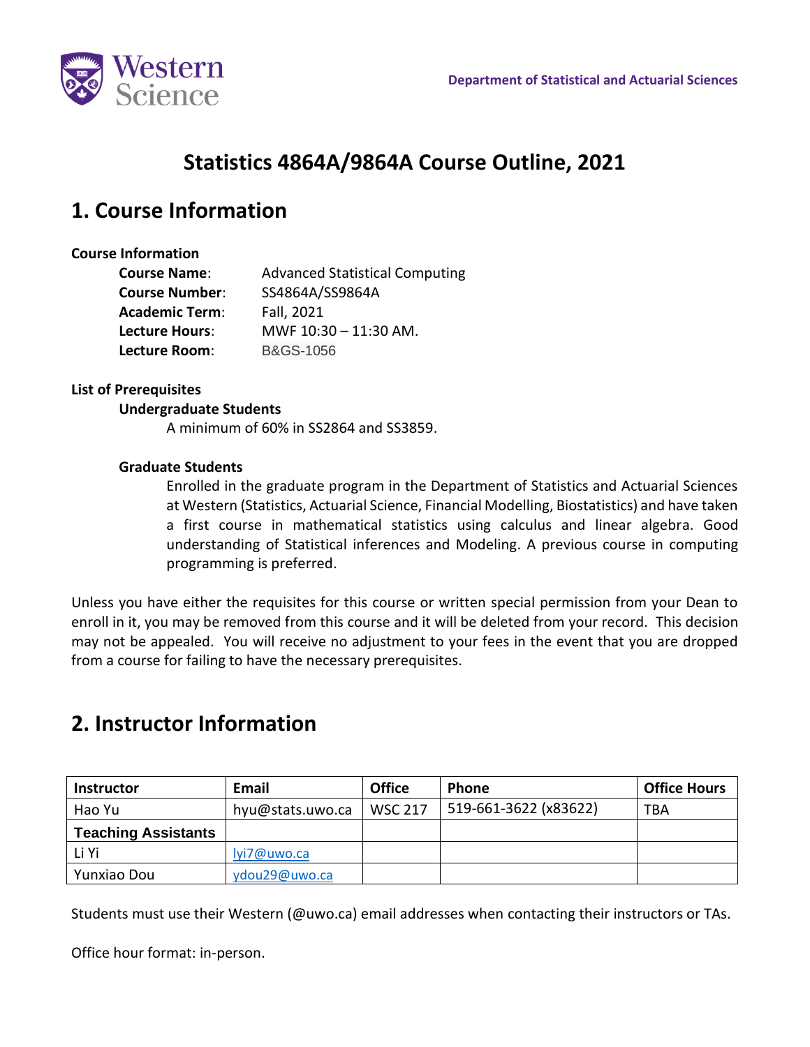Department of Statistical and Actuarial Sciences

# Statistics 4864A/9864A Course Outline, 2021

## 1. Course Information

### Course Information

**Course Name**: Advanced Statistical Computing
**Course Number**: SS4864A/SS9864A
**Academic Term**: Fall, 2021
**Lecture Hours**: MWF 10:30 – 11:30 AM.
**Lecture Room**: B&GS-1056

### List of Prerequisites

**Undergraduate Students**

A minimum of 60% in SS2864 and SS3859.

**Graduate Students**

Enrolled in the graduate program in the Department of Statistics and Actuarial Sciences at Western (Statistics, Actuarial Science, Financial Modelling, Biostatistics) and have taken a first course in mathematical statistics using calculus and linear algebra. Good understanding of Statistical inferences and Modeling. A previous course in computing programming is preferred.

Unless you have either the requisites for this course or written special permission from your Dean to enroll in it, you may be removed from this course and it will be deleted from your record. This decision may not be appealed. You will receive no adjustment to your fees in the event that you are dropped from a course for failing to have the necessary prerequisites.

## 2. Instructor Information

| Instructor | Email | Office | Phone | Office Hours |
|---|---|---|---|---|
| Hao Yu | hyu@stats.uwo.ca | WSC 217 | 519-661-3622 (x83622) | TBA |
| **Teaching Assistants** | | | | |
| Li Yi | lyi7@uwo.ca | | | |
| Yunxiao Dou | ydou29@uwo.ca | | | |

Students must use their Western (@uwo.ca) email addresses when contacting their instructors or TAs.

Office hour format: in-person.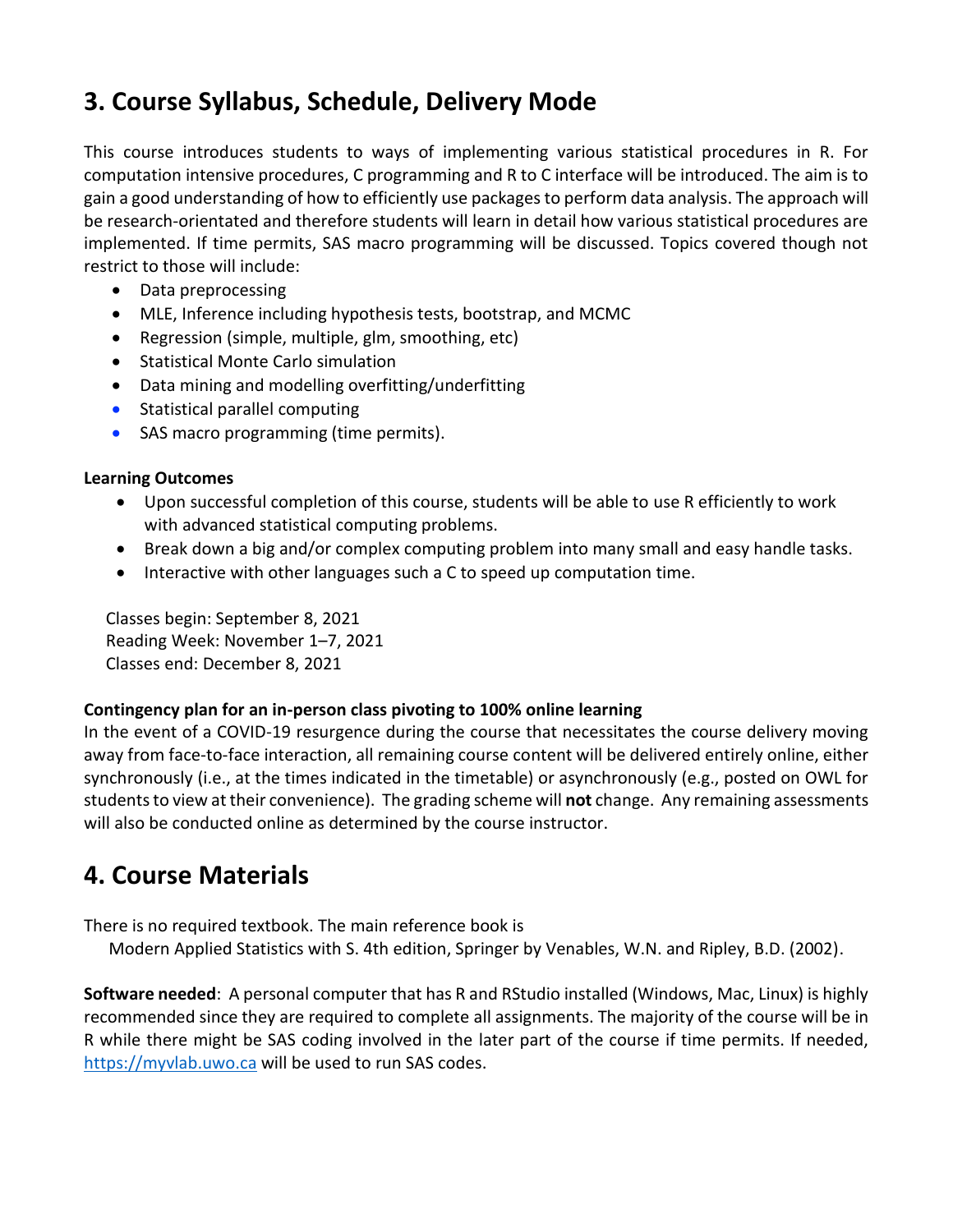## 3. Course Syllabus, Schedule, Delivery Mode

This course introduces students to ways of implementing various statistical procedures in R. For computation intensive procedures, C programming and R to C interface will be introduced. The aim is to gain a good understanding of how to efficiently use packages to perform data analysis. The approach will be research-orientated and therefore students will learn in detail how various statistical procedures are implemented. If time permits, SAS macro programming will be discussed. Topics covered though not restrict to those will include:

- Data preprocessing
- MLE, Inference including hypothesis tests, bootstrap, and MCMC
- Regression (simple, multiple, glm, smoothing, etc)
- Statistical Monte Carlo simulation
- Data mining and modelling overfitting/underfitting
- Statistical parallel computing
- SAS macro programming (time permits).

**Learning Outcomes**

- Upon successful completion of this course, students will be able to use R efficiently to work with advanced statistical computing problems.
- Break down a big and/or complex computing problem into many small and easy handle tasks.
- Interactive with other languages such a C to speed up computation time.

Classes begin: September 8, 2021
Reading Week: November 1–7, 2021
Classes end: December 8, 2021

**Contingency plan for an in-person class pivoting to 100% online learning**
In the event of a COVID-19 resurgence during the course that necessitates the course delivery moving away from face-to-face interaction, all remaining course content will be delivered entirely online, either synchronously (i.e., at the times indicated in the timetable) or asynchronously (e.g., posted on OWL for students to view at their convenience). The grading scheme will **not** change. Any remaining assessments will also be conducted online as determined by the course instructor.

## 4. Course Materials

There is no required textbook. The main reference book is
Modern Applied Statistics with S. 4th edition, Springer by Venables, W.N. and Ripley, B.D. (2002).

**Software needed**: A personal computer that has R and RStudio installed (Windows, Mac, Linux) is highly recommended since they are required to complete all assignments. The majority of the course will be in R while there might be SAS coding involved in the later part of the course if time permits. If needed, https://myvlab.uwo.ca will be used to run SAS codes.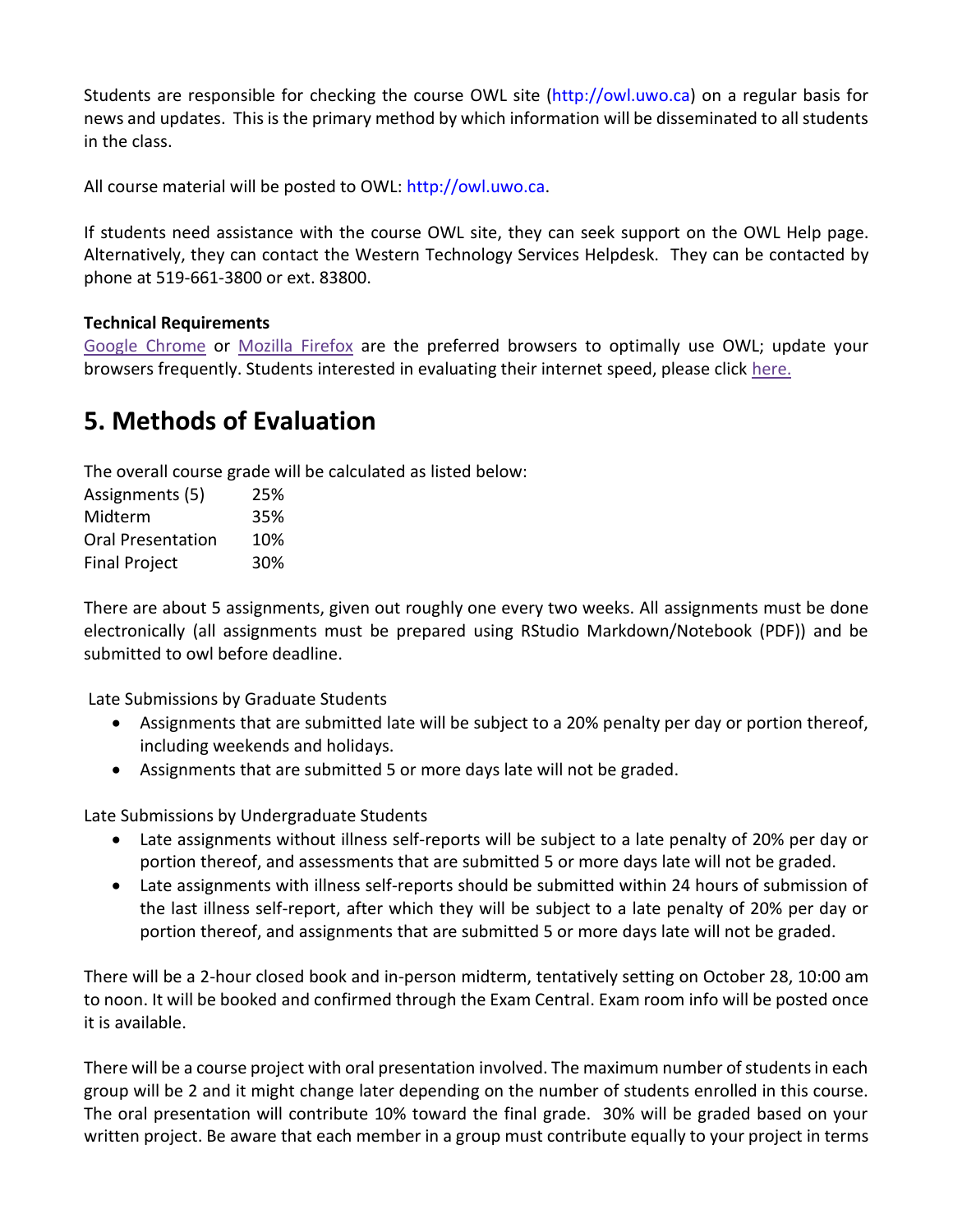Students are responsible for checking the course OWL site (http://owl.uwo.ca) on a regular basis for news and updates. This is the primary method by which information will be disseminated to all students in the class.

All course material will be posted to OWL: http://owl.uwo.ca.

If students need assistance with the course OWL site, they can seek support on the OWL Help page. Alternatively, they can contact the Western Technology Services Helpdesk. They can be contacted by phone at 519-661-3800 or ext. 83800.

**Technical Requirements**

Google Chrome or Mozilla Firefox are the preferred browsers to optimally use OWL; update your browsers frequently. Students interested in evaluating their internet speed, please click here.

## 5. Methods of Evaluation

The overall course grade will be calculated as listed below:

| | |
|---|---|
| Assignments (5) | 25% |
| Midterm | 35% |
| Oral Presentation | 10% |
| Final Project | 30% |

There are about 5 assignments, given out roughly one every two weeks. All assignments must be done electronically (all assignments must be prepared using RStudio Markdown/Notebook (PDF)) and be submitted to owl before deadline.

Late Submissions by Graduate Students

- Assignments that are submitted late will be subject to a 20% penalty per day or portion thereof, including weekends and holidays.
- Assignments that are submitted 5 or more days late will not be graded.

Late Submissions by Undergraduate Students

- Late assignments without illness self-reports will be subject to a late penalty of 20% per day or portion thereof, and assessments that are submitted 5 or more days late will not be graded.
- Late assignments with illness self-reports should be submitted within 24 hours of submission of the last illness self-report, after which they will be subject to a late penalty of 20% per day or portion thereof, and assignments that are submitted 5 or more days late will not be graded.

There will be a 2-hour closed book and in-person midterm, tentatively setting on October 28, 10:00 am to noon. It will be booked and confirmed through the Exam Central. Exam room info will be posted once it is available.

There will be a course project with oral presentation involved. The maximum number of students in each group will be 2 and it might change later depending on the number of students enrolled in this course. The oral presentation will contribute 10% toward the final grade. 30% will be graded based on your written project. Be aware that each member in a group must contribute equally to your project in terms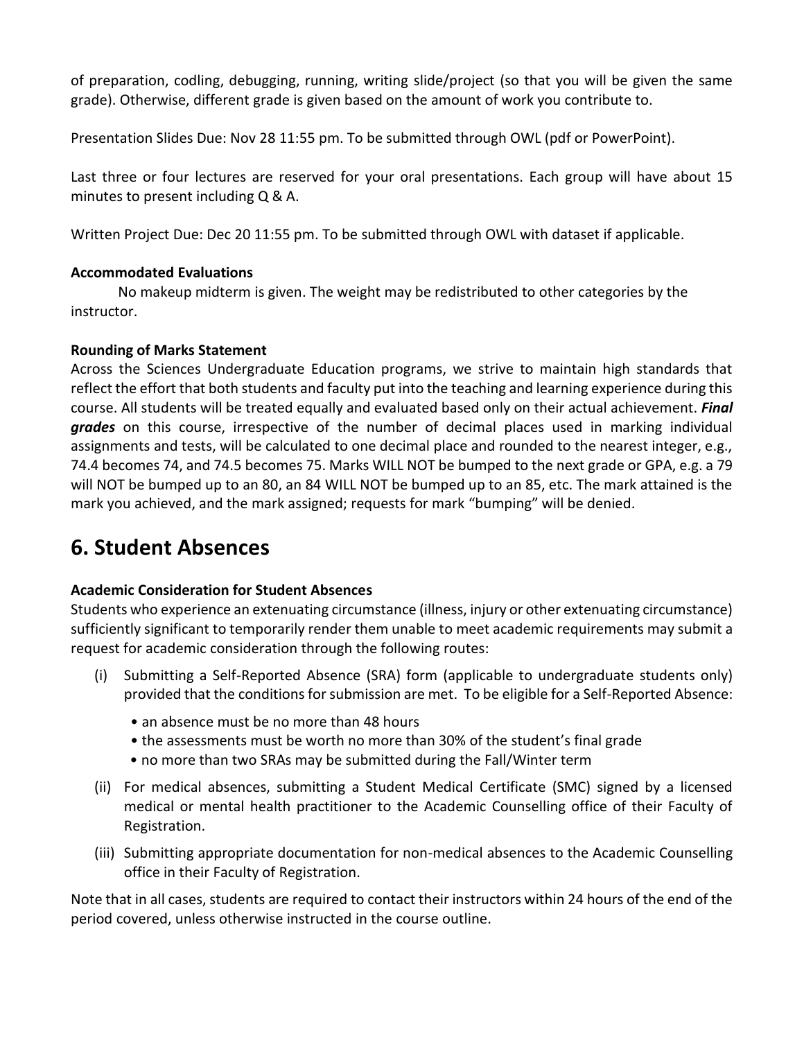of preparation, codling, debugging, running, writing slide/project (so that you will be given the same grade). Otherwise, different grade is given based on the amount of work you contribute to.

Presentation Slides Due: Nov 28 11:55 pm. To be submitted through OWL (pdf or PowerPoint).

Last three or four lectures are reserved for your oral presentations. Each group will have about 15 minutes to present including Q & A.

Written Project Due: Dec 20 11:55 pm. To be submitted through OWL with dataset if applicable.

**Accommodated Evaluations**

No makeup midterm is given. The weight may be redistributed to other categories by the instructor.

**Rounding of Marks Statement**

Across the Sciences Undergraduate Education programs, we strive to maintain high standards that reflect the effort that both students and faculty put into the teaching and learning experience during this course. All students will be treated equally and evaluated based only on their actual achievement. ***Final grades*** on this course, irrespective of the number of decimal places used in marking individual assignments and tests, will be calculated to one decimal place and rounded to the nearest integer, e.g., 74.4 becomes 74, and 74.5 becomes 75. Marks WILL NOT be bumped to the next grade or GPA, e.g. a 79 will NOT be bumped up to an 80, an 84 WILL NOT be bumped up to an 85, etc. The mark attained is the mark you achieved, and the mark assigned; requests for mark "bumping" will be denied.

## 6. Student Absences

**Academic Consideration for Student Absences**

Students who experience an extenuating circumstance (illness, injury or other extenuating circumstance) sufficiently significant to temporarily render them unable to meet academic requirements may submit a request for academic consideration through the following routes:

(i) Submitting a Self-Reported Absence (SRA) form (applicable to undergraduate students only) provided that the conditions for submission are met. To be eligible for a Self-Reported Absence:

- an absence must be no more than 48 hours
- the assessments must be worth no more than 30% of the student's final grade
- no more than two SRAs may be submitted during the Fall/Winter term

(ii) For medical absences, submitting a Student Medical Certificate (SMC) signed by a licensed medical or mental health practitioner to the Academic Counselling office of their Faculty of Registration.

(iii) Submitting appropriate documentation for non-medical absences to the Academic Counselling office in their Faculty of Registration.

Note that in all cases, students are required to contact their instructors within 24 hours of the end of the period covered, unless otherwise instructed in the course outline.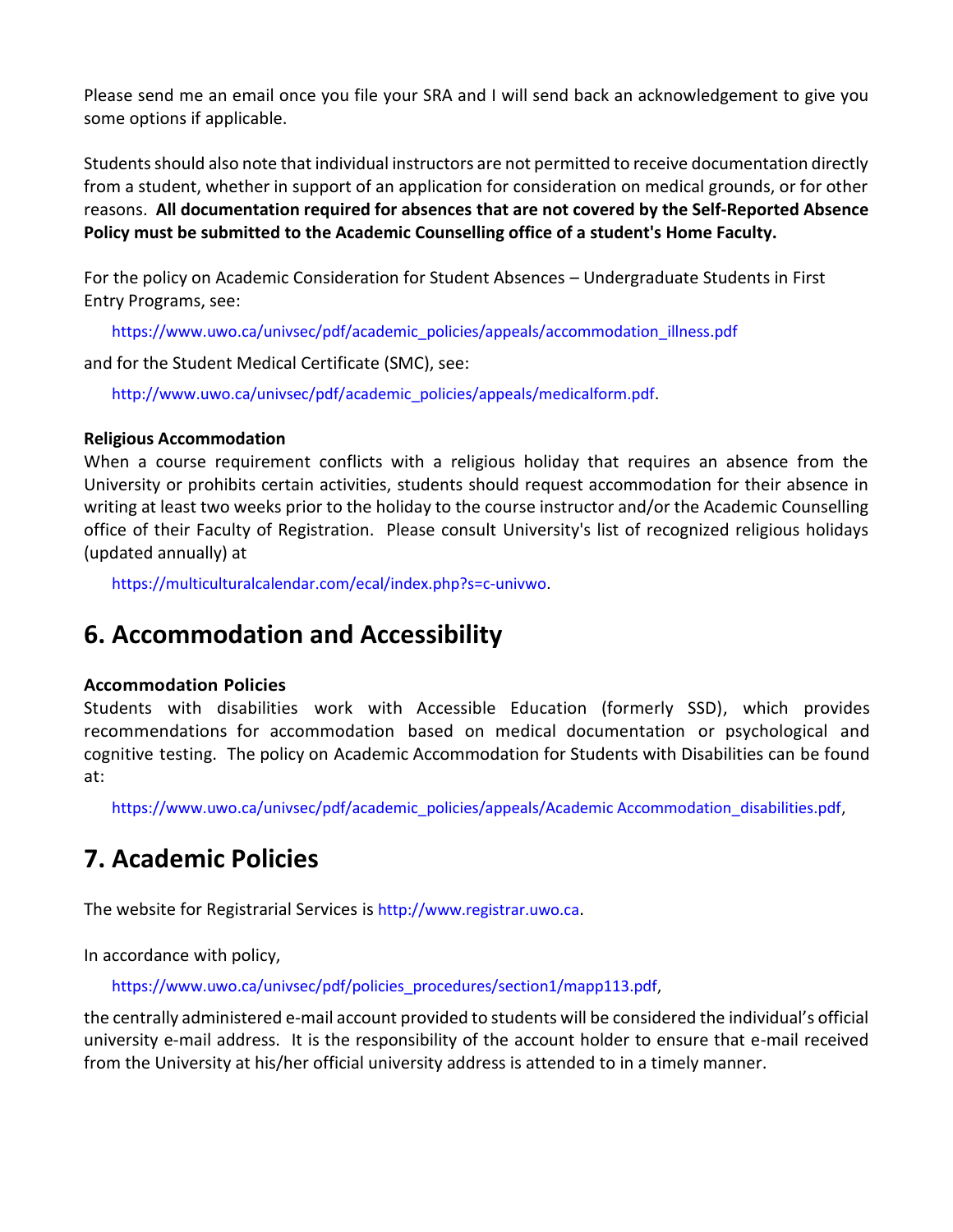Please send me an email once you file your SRA and I will send back an acknowledgement to give you some options if applicable.

Students should also note that individual instructors are not permitted to receive documentation directly from a student, whether in support of an application for consideration on medical grounds, or for other reasons. **All documentation required for absences that are not covered by the Self-Reported Absence Policy must be submitted to the Academic Counselling office of a student's Home Faculty.**

For the policy on Academic Consideration for Student Absences – Undergraduate Students in First Entry Programs, see:

https://www.uwo.ca/univsec/pdf/academic_policies/appeals/accommodation_illness.pdf

and for the Student Medical Certificate (SMC), see:

http://www.uwo.ca/univsec/pdf/academic_policies/appeals/medicalform.pdf.

**Religious Accommodation**

When a course requirement conflicts with a religious holiday that requires an absence from the University or prohibits certain activities, students should request accommodation for their absence in writing at least two weeks prior to the holiday to the course instructor and/or the Academic Counselling office of their Faculty of Registration. Please consult University's list of recognized religious holidays (updated annually) at

https://multiculturalcalendar.com/ecal/index.php?s=c-univwo.

## 6. Accommodation and Accessibility

**Accommodation Policies**

Students with disabilities work with Accessible Education (formerly SSD), which provides recommendations for accommodation based on medical documentation or psychological and cognitive testing. The policy on Academic Accommodation for Students with Disabilities can be found at:

https://www.uwo.ca/univsec/pdf/academic_policies/appeals/Academic Accommodation_disabilities.pdf,

## 7. Academic Policies

The website for Registrarial Services is http://www.registrar.uwo.ca.

In accordance with policy,

https://www.uwo.ca/univsec/pdf/policies_procedures/section1/mapp113.pdf,

the centrally administered e-mail account provided to students will be considered the individual's official university e-mail address. It is the responsibility of the account holder to ensure that e-mail received from the University at his/her official university address is attended to in a timely manner.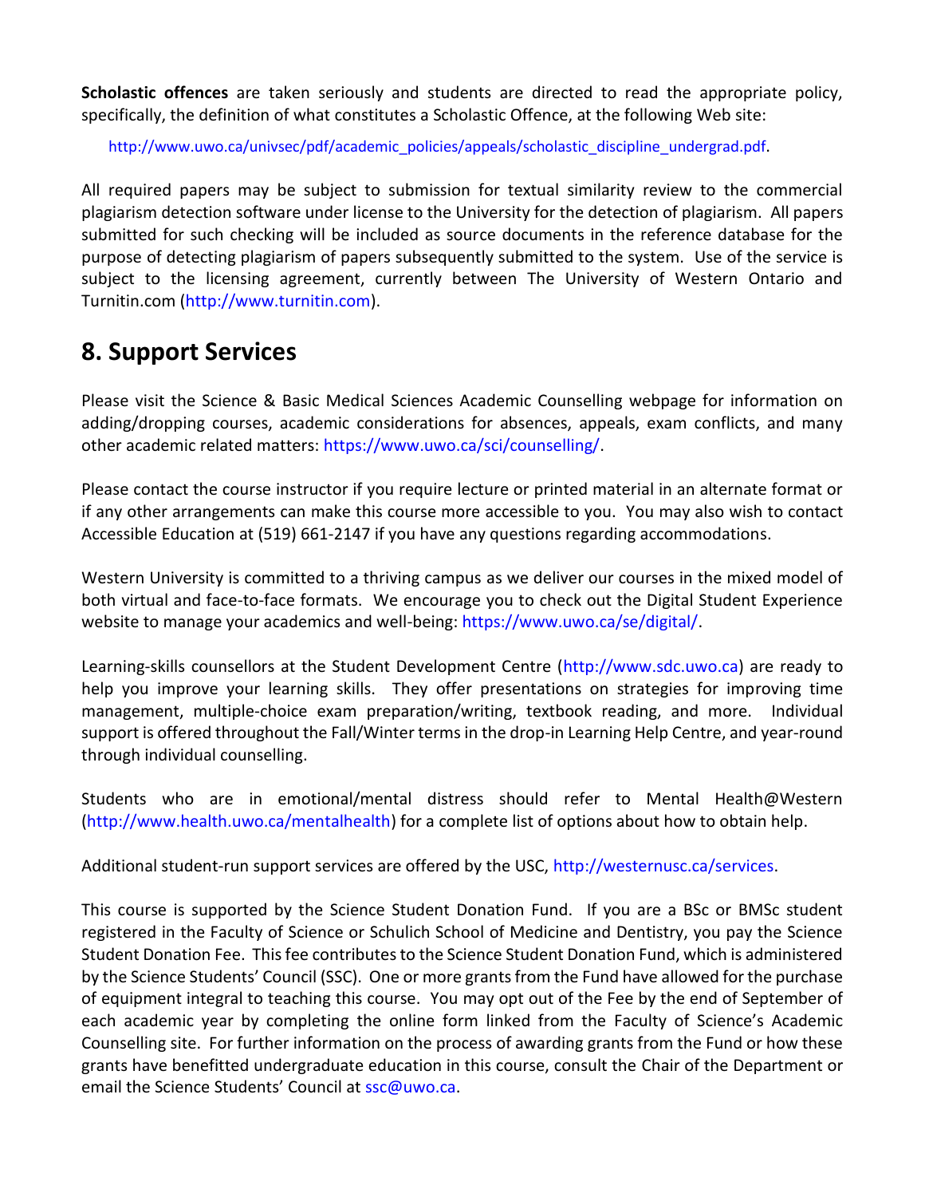**Scholastic offences** are taken seriously and students are directed to read the appropriate policy, specifically, the definition of what constitutes a Scholastic Offence, at the following Web site:

http://www.uwo.ca/univsec/pdf/academic_policies/appeals/scholastic_discipline_undergrad.pdf.

All required papers may be subject to submission for textual similarity review to the commercial plagiarism detection software under license to the University for the detection of plagiarism. All papers submitted for such checking will be included as source documents in the reference database for the purpose of detecting plagiarism of papers subsequently submitted to the system. Use of the service is subject to the licensing agreement, currently between The University of Western Ontario and Turnitin.com (http://www.turnitin.com).

## 8. Support Services

Please visit the Science & Basic Medical Sciences Academic Counselling webpage for information on adding/dropping courses, academic considerations for absences, appeals, exam conflicts, and many other academic related matters: https://www.uwo.ca/sci/counselling/.

Please contact the course instructor if you require lecture or printed material in an alternate format or if any other arrangements can make this course more accessible to you. You may also wish to contact Accessible Education at (519) 661-2147 if you have any questions regarding accommodations.

Western University is committed to a thriving campus as we deliver our courses in the mixed model of both virtual and face-to-face formats. We encourage you to check out the Digital Student Experience website to manage your academics and well-being: https://www.uwo.ca/se/digital/.

Learning-skills counsellors at the Student Development Centre (http://www.sdc.uwo.ca) are ready to help you improve your learning skills. They offer presentations on strategies for improving time management, multiple-choice exam preparation/writing, textbook reading, and more. Individual support is offered throughout the Fall/Winter terms in the drop-in Learning Help Centre, and year-round through individual counselling.

Students who are in emotional/mental distress should refer to Mental Health@Western (http://www.health.uwo.ca/mentalhealth) for a complete list of options about how to obtain help.

Additional student-run support services are offered by the USC, http://westernusc.ca/services.

This course is supported by the Science Student Donation Fund. If you are a BSc or BMSc student registered in the Faculty of Science or Schulich School of Medicine and Dentistry, you pay the Science Student Donation Fee. This fee contributes to the Science Student Donation Fund, which is administered by the Science Students' Council (SSC). One or more grants from the Fund have allowed for the purchase of equipment integral to teaching this course. You may opt out of the Fee by the end of September of each academic year by completing the online form linked from the Faculty of Science's Academic Counselling site. For further information on the process of awarding grants from the Fund or how these grants have benefitted undergraduate education in this course, consult the Chair of the Department or email the Science Students' Council at ssc@uwo.ca.